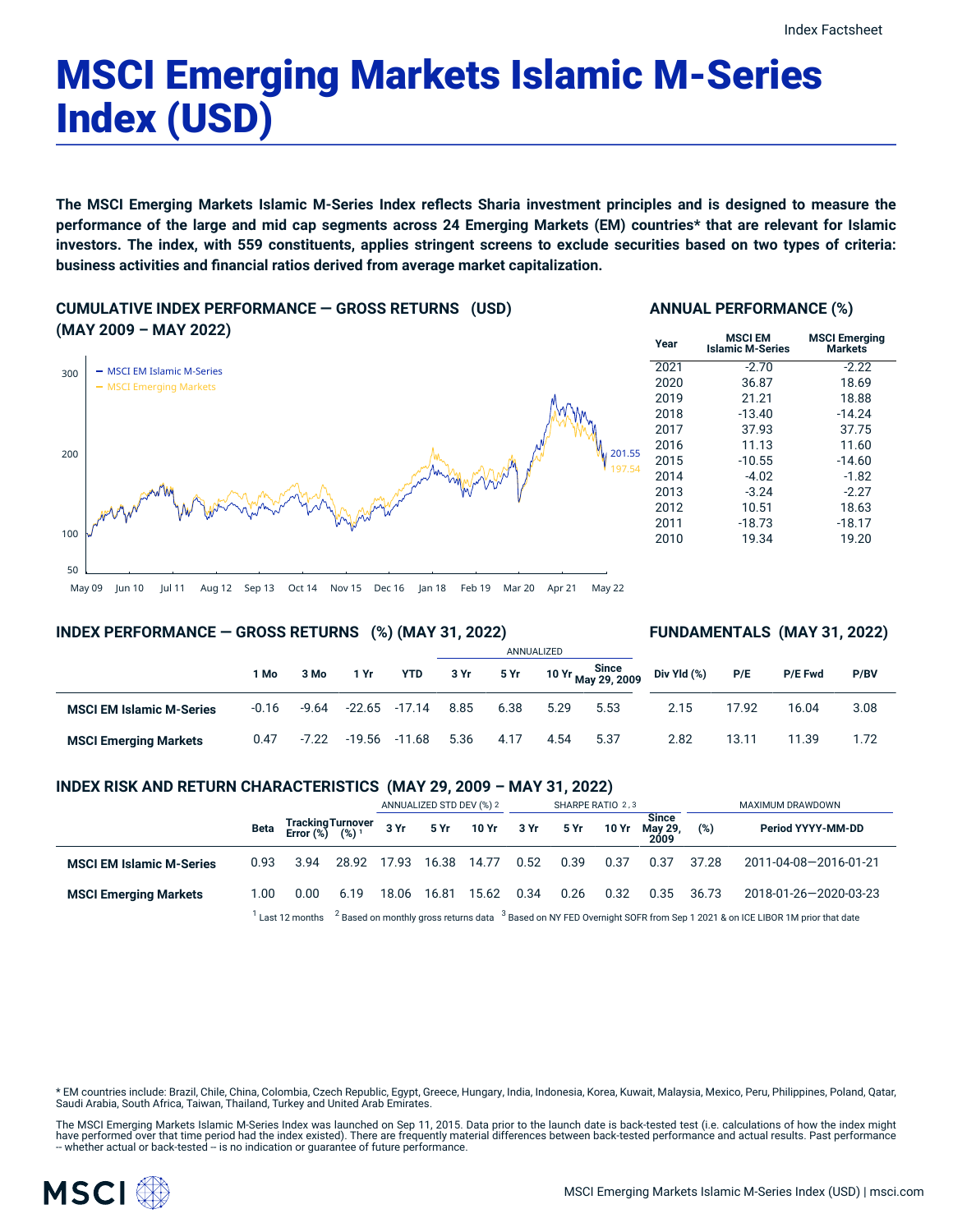Index Factsheet

# MSCI Emerging Markets Islamic M-Series Index (USD)

**The MSCI Emerging Markets Islamic M-Series Index reflects Sharia investment principles and is designed to measure the performance of the large and mid cap segments across 24 Emerging Markets (EM) countries* that are relevant for Islamic investors. The index, with 559 constituents, applies stringent screens to exclude securities based on two types of criteria: business activities and financial ratios derived from average market capitalization.**

## CUMULATIVE INDEX PERFORMANCE — GROSS RETURNS (USD) (MAY 2009 – MAY 2022)

MSCI EM Islamic M-Series
MSCI Emerging Markets

300
200
100
50

201.55
197.54

May 09, Jun 10, Jul 11, Aug 12, Sep 13, Oct 14, Nov 15, Dec 16, Jan 18, Feb 19, Mar 20, Apr 21, May 22

## ANNUAL PERFORMANCE (%)

| Year | MSCI EM Islamic M-Series | MSCI Emerging Markets |
|---|---|---|
| 2021 | -2.70 | -2.22 |
| 2020 | 36.87 | 18.69 |
| 2019 | 21.21 | 18.88 |
| 2018 | -13.40 | -14.24 |
| 2017 | 37.93 | 37.75 |
| 2016 | 11.13 | 11.60 |
| 2015 | -10.55 | -14.60 |
| 2014 | -4.02 | -1.82 |
| 2013 | -3.24 | -2.27 |
| 2012 | 10.51 | 18.63 |
| 2011 | -18.73 | -18.17 |
| 2010 | 19.34 | 19.20 |

## INDEX PERFORMANCE — GROSS RETURNS (%) (MAY 31, 2022)

## FUNDAMENTALS (MAY 31, 2022)

| | | | | | ANNUALIZED | | | | | | | |
|---|---|---|---|---|---|---|---|---|---|---|---|---|
| | 1 Mo | 3 Mo | 1 Yr | YTD | 3 Yr | 5 Yr | 10 Yr | Since May 29, 2009 | Div Yld (%) | P/E | P/E Fwd | P/BV |
| **MSCI EM Islamic M-Series** | -0.16 | -9.64 | -22.65 | -17.14 | 8.85 | 6.38 | 5.29 | 5.53 | 2.15 | 17.92 | 16.04 | 3.08 |
| **MSCI Emerging Markets** | 0.47 | -7.22 | -19.56 | -11.68 | 5.36 | 4.17 | 4.54 | 5.37 | 2.82 | 13.11 | 11.39 | 1.72 |

## INDEX RISK AND RETURN CHARACTERISTICS (MAY 29, 2009 – MAY 31, 2022)

| | | | | ANNUALIZED STD DEV (%) [2] | | | SHARPE RATIO [2,3] | | | | MAXIMUM DRAWDOWN | |
|---|---|---|---|---|---|---|---|---|---|---|---|---|
| | Beta | Tracking Error (%) | Turnover (%) [1] | 3 Yr | 5 Yr | 10 Yr | 3 Yr | 5 Yr | 10 Yr | Since May 29, 2009 | (%) | Period YYYY-MM-DD |
| **MSCI EM Islamic M-Series** | 0.93 | 3.94 | 28.92 | 17.93 | 16.38 | 14.77 | 0.52 | 0.39 | 0.37 | 0.37 | 37.28 | 2011-04-08—2016-01-21 |
| **MSCI Emerging Markets** | 1.00 | 0.00 | 6.19 | 18.06 | 16.81 | 15.62 | 0.34 | 0.26 | 0.32 | 0.35 | 36.73 | 2018-01-26—2020-03-23 |

[1] Last 12 months [2] Based on monthly gross returns data [3] Based on NY FED Overnight SOFR from Sep 1 2021 & on ICE LIBOR 1M prior that date

* EM countries include: Brazil, Chile, China, Colombia, Czech Republic, Egypt, Greece, Hungary, India, Indonesia, Korea, Kuwait, Malaysia, Mexico, Peru, Philippines, Poland, Qatar, Saudi Arabia, South Africa, Taiwan, Thailand, Turkey and United Arab Emirates.

The MSCI Emerging Markets Islamic M-Series Index was launched on Sep 11, 2015. Data prior to the launch date is back-tested test (i.e. calculations of how the index might have performed over that time period had the index existed). There are frequently material differences between back-tested performance and actual results. Past performance -- whether actual or back-tested -- is no indication or guarantee of future performance.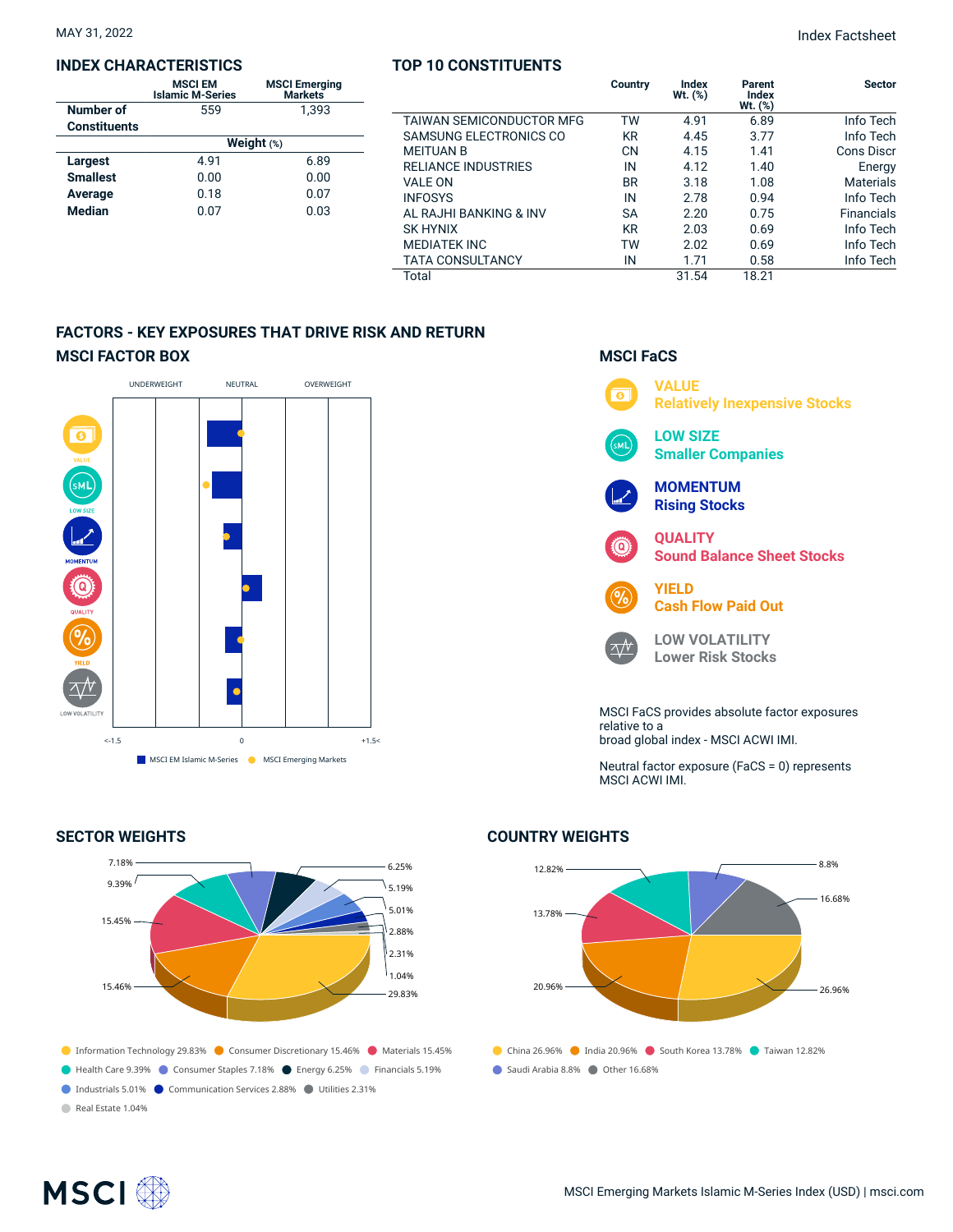MAY 31, 2022

Index Factsheet

## INDEX CHARACTERISTICS

| | MSCI EM Islamic M-Series | MSCI Emerging Markets |
|---|---|---|
| Number of Constituents | 559 | 1,393 |
| | Weight (%) | |
| Largest | 4.91 | 6.89 |
| Smallest | 0.00 | 0.00 |
| Average | 0.18 | 0.07 |
| Median | 0.07 | 0.03 |

## TOP 10 CONSTITUENTS

| | Country | Index Wt. (%) | Parent Index Wt. (%) | Sector |
|---|---|---|---|---|
| TAIWAN SEMICONDUCTOR MFG | TW | 4.91 | 6.89 | Info Tech |
| SAMSUNG ELECTRONICS CO | KR | 4.45 | 3.77 | Info Tech |
| MEITUAN B | CN | 4.15 | 1.41 | Cons Discr |
| RELIANCE INDUSTRIES | IN | 4.12 | 1.40 | Energy |
| VALE ON | BR | 3.18 | 1.08 | Materials |
| INFOSYS | IN | 2.78 | 0.94 | Info Tech |
| AL RAJHI BANKING & INV | SA | 2.20 | 0.75 | Financials |
| SK HYNIX | KR | 2.03 | 0.69 | Info Tech |
| MEDIATEK INC | TW | 2.02 | 0.69 | Info Tech |
| TATA CONSULTANCY | IN | 1.71 | 0.58 | Info Tech |
| Total | | 31.54 | 18.21 | |

## FACTORS - KEY EXPOSURES THAT DRIVE RISK AND RETURN

### MSCI FACTOR BOX

UNDERWEIGHT NEUTRAL OVERWEIGHT

VALUE
LOW SIZE
MOMENTUM
QUALITY
YIELD
LOW VOLATILITY

<-1.5 0 +1.5<

MSCI EM Islamic M-Series MSCI Emerging Markets

### MSCI FaCS

**VALUE** Relatively Inexpensive Stocks

**LOW SIZE** Smaller Companies

**MOMENTUM** Rising Stocks

**QUALITY** Sound Balance Sheet Stocks

**YIELD** Cash Flow Paid Out

**LOW VOLATILITY** Lower Risk Stocks

MSCI FaCS provides absolute factor exposures relative to a broad global index - MSCI ACWI IMI.

Neutral factor exposure (FaCS = 0) represents MSCI ACWI IMI.

## SECTOR WEIGHTS

7.18%
9.39%
15.45%
15.46%
6.25%
5.19%
5.01%
2.88%
2.31%
1.04%
29.83%

Information Technology 29.83% Consumer Discretionary 15.46% Materials 15.45% Health Care 9.39% Consumer Staples 7.18% Energy 6.25% Financials 5.19% Industrials 5.01% Communication Services 2.88% Utilities 2.31% Real Estate 1.04%

## COUNTRY WEIGHTS

12.82%
13.78%
20.96%
8.8%
16.68%
26.96%

China 26.96% India 20.96% South Korea 13.78% Taiwan 12.82% Saudi Arabia 8.8% Other 16.68%

MSCI Emerging Markets Islamic M-Series Index (USD) | msci.com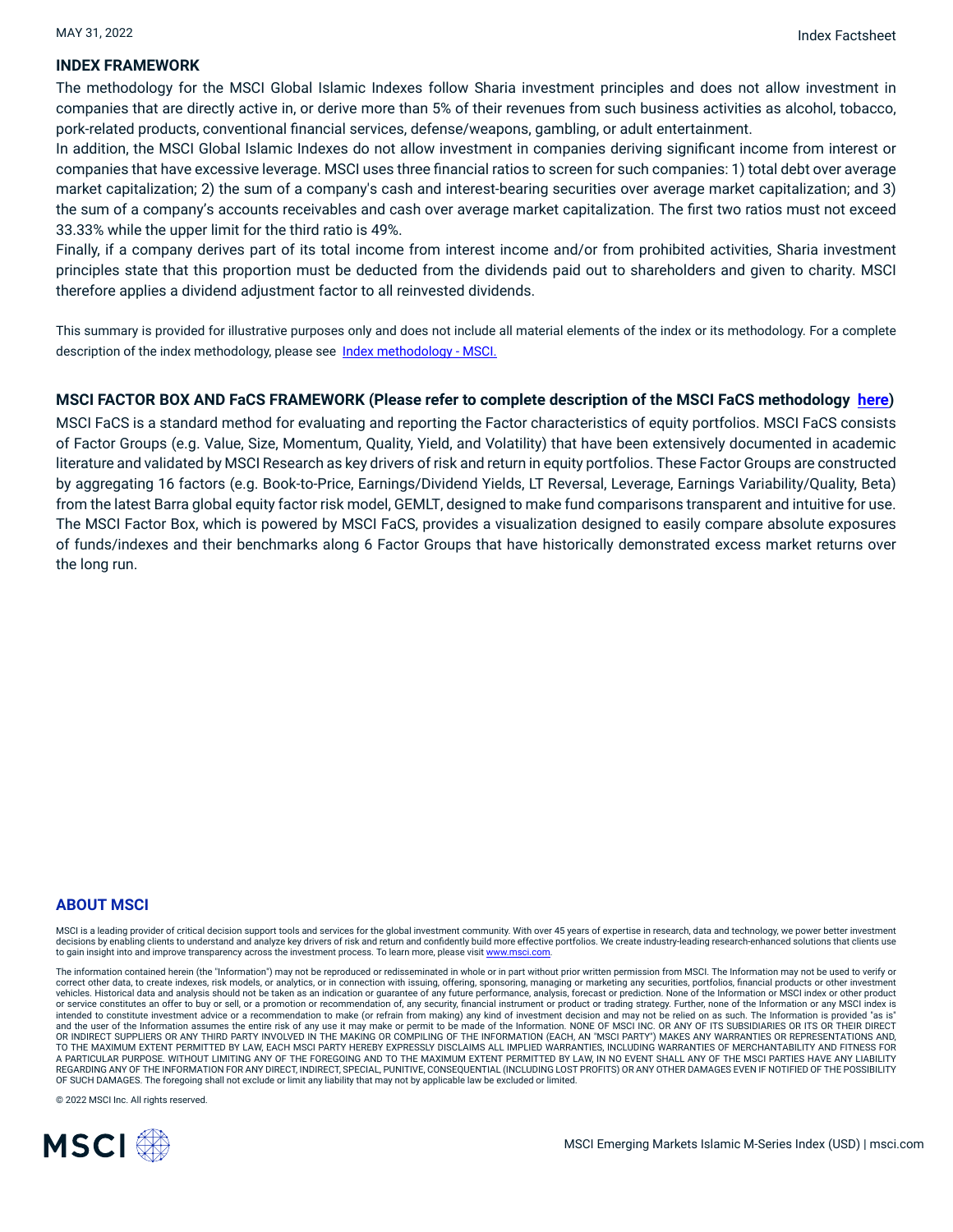## INDEX FRAMEWORK

The methodology for the MSCI Global Islamic Indexes follow Sharia investment principles and does not allow investment in companies that are directly active in, or derive more than 5% of their revenues from such business activities as alcohol, tobacco, pork-related products, conventional financial services, defense/weapons, gambling, or adult entertainment.

In addition, the MSCI Global Islamic Indexes do not allow investment in companies deriving significant income from interest or companies that have excessive leverage. MSCI uses three financial ratios to screen for such companies: 1) total debt over average market capitalization; 2) the sum of a company's cash and interest-bearing securities over average market capitalization; and 3) the sum of a company's accounts receivables and cash over average market capitalization. The first two ratios must not exceed 33.33% while the upper limit for the third ratio is 49%.

Finally, if a company derives part of its total income from interest income and/or from prohibited activities, Sharia investment principles state that this proportion must be deducted from the dividends paid out to shareholders and given to charity. MSCI therefore applies a dividend adjustment factor to all reinvested dividends.

This summary is provided for illustrative purposes only and does not include all material elements of the index or its methodology. For a complete description of the index methodology, please see [Index methodology - MSCI.]

## MSCI FACTOR BOX AND FaCS FRAMEWORK (Please refer to complete description of the MSCI FaCS methodology [here])

MSCI FaCS is a standard method for evaluating and reporting the Factor characteristics of equity portfolios. MSCI FaCS consists of Factor Groups (e.g. Value, Size, Momentum, Quality, Yield, and Volatility) that have been extensively documented in academic literature and validated by MSCI Research as key drivers of risk and return in equity portfolios. These Factor Groups are constructed by aggregating 16 factors (e.g. Book-to-Price, Earnings/Dividend Yields, LT Reversal, Leverage, Earnings Variability/Quality, Beta) from the latest Barra global equity factor risk model, GEMLT, designed to make fund comparisons transparent and intuitive for use. The MSCI Factor Box, which is powered by MSCI FaCS, provides a visualization designed to easily compare absolute exposures of funds/indexes and their benchmarks along 6 Factor Groups that have historically demonstrated excess market returns over the long run.

## ABOUT MSCI

MSCI is a leading provider of critical decision support tools and services for the global investment community. With over 45 years of expertise in research, data and technology, we power better investment decisions by enabling clients to understand and analyze key drivers of risk and return and confidently build more effective portfolios. We create industry-leading research-enhanced solutions that clients use to gain insight into and improve transparency across the investment process. To learn more, please visit www.msci.com.

The information contained herein (the "Information") may not be reproduced or redisseminated in whole or in part without prior written permission from MSCI. The Information may not be used to verify or correct other data, to create indexes, risk models, or analytics, or in connection with issuing, offering, sponsoring, managing or marketing any securities, portfolios, financial products or other investment vehicles. Historical data and analysis should not be taken as an indication or guarantee of any future performance, analysis, forecast or prediction. None of the Information or MSCI index or other product or service constitutes an offer to buy or sell, or a promotion or recommendation of, any security, financial instrument or product or trading strategy. Further, none of the Information or any MSCI index is intended to constitute investment advice or a recommendation to make (or refrain from making) any kind of investment decision and may not be relied on as such. The Information is provided "as is" and the user of the Information assumes the entire risk of any use it may make or permit to be made of the Information. NONE OF MSCI INC. OR ANY OF ITS SUBSIDIARIES OR ITS OR THEIR DIRECT OR INDIRECT SUPPLIERS OR ANY THIRD PARTY INVOLVED IN THE MAKING OR COMPILING OF THE INFORMATION (EACH, AN "MSCI PARTY") MAKES ANY WARRANTIES OR REPRESENTATIONS AND, TO THE MAXIMUM EXTENT PERMITTED BY LAW, EACH MSCI PARTY HEREBY EXPRESSLY DISCLAIMS ALL IMPLIED WARRANTIES, INCLUDING WARRANTIES OF MERCHANTABILITY AND FITNESS FOR A PARTICULAR PURPOSE. WITHOUT LIMITING ANY OF THE FOREGOING AND TO THE MAXIMUM EXTENT PERMITTED BY LAW, IN NO EVENT SHALL ANY OF THE MSCI PARTIES HAVE ANY LIABILITY REGARDING ANY OF THE INFORMATION FOR ANY DIRECT, INDIRECT, SPECIAL, PUNITIVE, CONSEQUENTIAL (INCLUDING LOST PROFITS) OR ANY OTHER DAMAGES EVEN IF NOTIFIED OF THE POSSIBILITY OF SUCH DAMAGES. The foregoing shall not exclude or limit any liability that may not by applicable law be excluded or limited.

© 2022 MSCI Inc. All rights reserved.